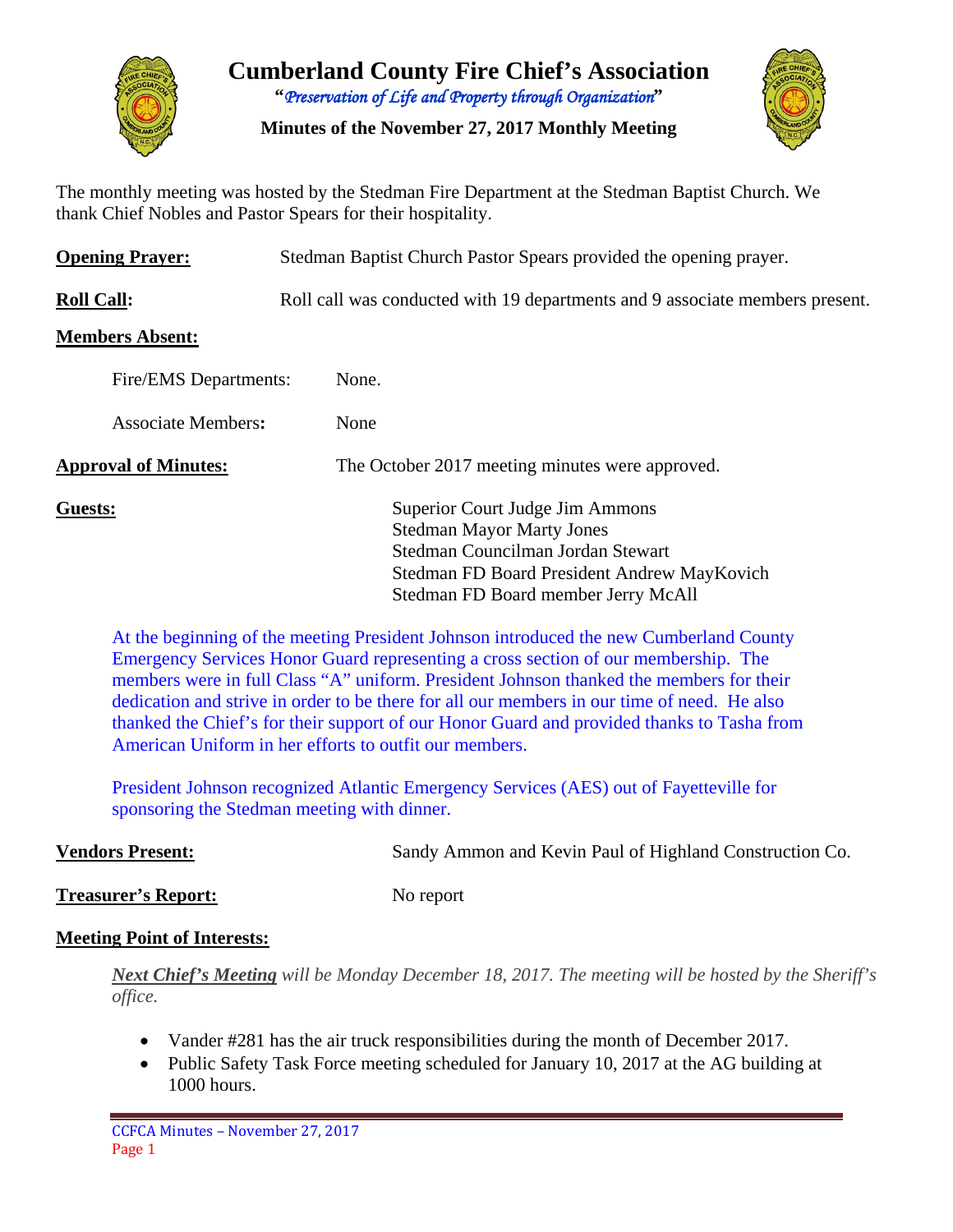# Cumberland County Fire Chief's Association

***"Preservation of Life and Property through Organization"***

**Minutes of the November 27, 2017 Monthly Meeting**

The monthly meeting was hosted by the Stedman Fire Department at the Stedman Baptist Church. We thank Chief Nobles and Pastor Spears for their hospitality.

**Opening Prayer:** Stedman Baptist Church Pastor Spears provided the opening prayer.

**Roll Call:** Roll call was conducted with 19 departments and 9 associate members present.

**Members Absent:**

Fire/EMS Departments: None.

Associate Members: None

**Approval of Minutes:** The October 2017 meeting minutes were approved.

**Guests:**

Superior Court Judge Jim Ammons
Stedman Mayor Marty Jones
Stedman Councilman Jordan Stewart
Stedman FD Board President Andrew MayKovich
Stedman FD Board member Jerry McAll

At the beginning of the meeting President Johnson introduced the new Cumberland County Emergency Services Honor Guard representing a cross section of our membership. The members were in full Class "A" uniform. President Johnson thanked the members for their dedication and strive in order to be there for all our members in our time of need. He also thanked the Chief's for their support of our Honor Guard and provided thanks to Tasha from American Uniform in her efforts to outfit our members.

President Johnson recognized Atlantic Emergency Services (AES) out of Fayetteville for sponsoring the Stedman meeting with dinner.

**Vendors Present:** Sandy Ammon and Kevin Paul of Highland Construction Co.

**Treasurer's Report:** No report

**Meeting Point of Interests:**

***Next Chief's Meeting*** *will be Monday December 18, 2017. The meeting will be hosted by the Sheriff's office.*

- Vander #281 has the air truck responsibilities during the month of December 2017.
- Public Safety Task Force meeting scheduled for January 10, 2017 at the AG building at 1000 hours.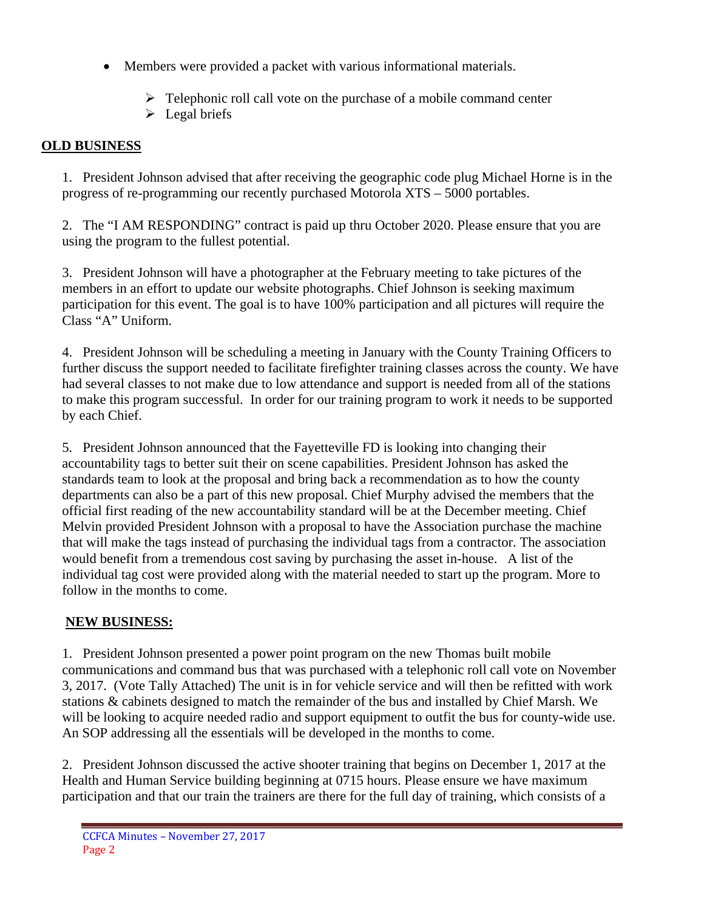- Members were provided a packet with various informational materials.
    - Telephonic roll call vote on the purchase of a mobile command center
    - Legal briefs

## OLD BUSINESS

1. President Johnson advised that after receiving the geographic code plug Michael Horne is in the progress of re-programming our recently purchased Motorola XTS – 5000 portables.

2. The "I AM RESPONDING" contract is paid up thru October 2020. Please ensure that you are using the program to the fullest potential.

3. President Johnson will have a photographer at the February meeting to take pictures of the members in an effort to update our website photographs. Chief Johnson is seeking maximum participation for this event. The goal is to have 100% participation and all pictures will require the Class "A" Uniform.

4. President Johnson will be scheduling a meeting in January with the County Training Officers to further discuss the support needed to facilitate firefighter training classes across the county. We have had several classes to not make due to low attendance and support is needed from all of the stations to make this program successful. In order for our training program to work it needs to be supported by each Chief.

5. President Johnson announced that the Fayetteville FD is looking into changing their accountability tags to better suit their on scene capabilities. President Johnson has asked the standards team to look at the proposal and bring back a recommendation as to how the county departments can also be a part of this new proposal. Chief Murphy advised the members that the official first reading of the new accountability standard will be at the December meeting. Chief Melvin provided President Johnson with a proposal to have the Association purchase the machine that will make the tags instead of purchasing the individual tags from a contractor. The association would benefit from a tremendous cost saving by purchasing the asset in-house. A list of the individual tag cost were provided along with the material needed to start up the program. More to follow in the months to come.

## NEW BUSINESS:

1. President Johnson presented a power point program on the new Thomas built mobile communications and command bus that was purchased with a telephonic roll call vote on November 3, 2017. (Vote Tally Attached) The unit is in for vehicle service and will then be refitted with work stations & cabinets designed to match the remainder of the bus and installed by Chief Marsh. We will be looking to acquire needed radio and support equipment to outfit the bus for county-wide use. An SOP addressing all the essentials will be developed in the months to come.

2. President Johnson discussed the active shooter training that begins on December 1, 2017 at the Health and Human Service building beginning at 0715 hours. Please ensure we have maximum participation and that our train the trainers are there for the full day of training, which consists of a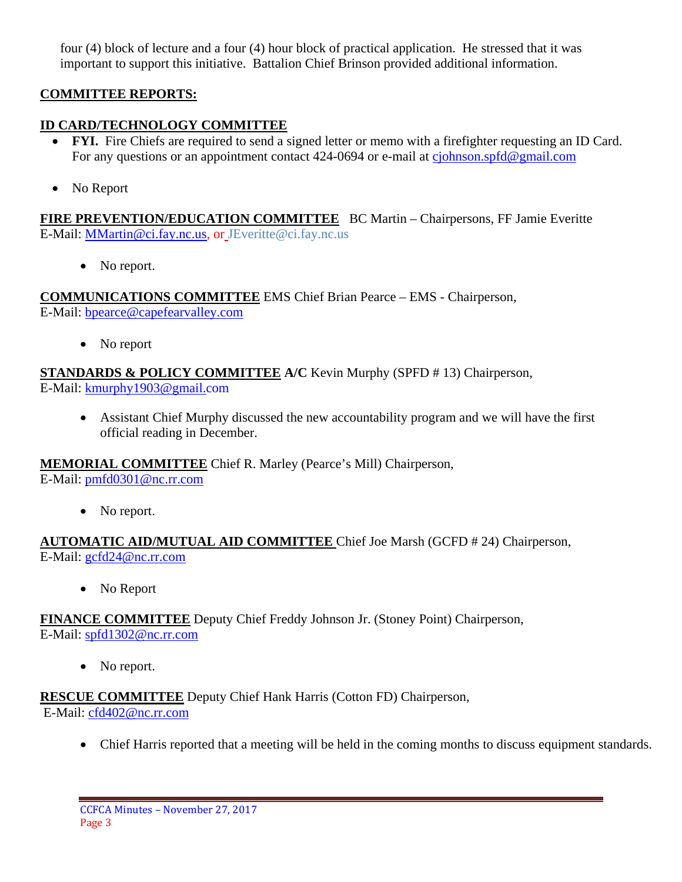four (4) block of lecture and a four (4) hour block of practical application. He stressed that it was important to support this initiative. Battalion Chief Brinson provided additional information.

**COMMITTEE REPORTS:**

**ID CARD/TECHNOLOGY COMMITTEE**

- **FYI.** Fire Chiefs are required to send a signed letter or memo with a firefighter requesting an ID Card. For any questions or an appointment contact 424-0694 or e-mail at cjohnson.spfd@gmail.com

- No Report

**FIRE PREVENTION/EDUCATION COMMITTEE** BC Martin – Chairpersons, FF Jamie Everitte
E-Mail: MMartin@ci.fay.nc.us, or JEveritte@ci.fay.nc.us

- No report.

**COMMUNICATIONS COMMITTEE** EMS Chief Brian Pearce – EMS - Chairperson,
E-Mail: bpearce@capefearvalley.com

- No report

**STANDARDS & POLICY COMMITTEE** **A/C** Kevin Murphy (SPFD # 13) Chairperson,
E-Mail: kmurphy1903@gmail.com

- Assistant Chief Murphy discussed the new accountability program and we will have the first official reading in December.

**MEMORIAL COMMITTEE** Chief R. Marley (Pearce's Mill) Chairperson,
E-Mail: pmfd0301@nc.rr.com

- No report.

**AUTOMATIC AID/MUTUAL AID COMMITTEE** Chief Joe Marsh (GCFD # 24) Chairperson,
E-Mail: gcfd24@nc.rr.com

- No Report

**FINANCE COMMITTEE** Deputy Chief Freddy Johnson Jr. (Stoney Point) Chairperson,
E-Mail: spfd1302@nc.rr.com

- No report.

**RESCUE COMMITTEE** Deputy Chief Hank Harris (Cotton FD) Chairperson,
E-Mail: cfd402@nc.rr.com

- Chief Harris reported that a meeting will be held in the coming months to discuss equipment standards.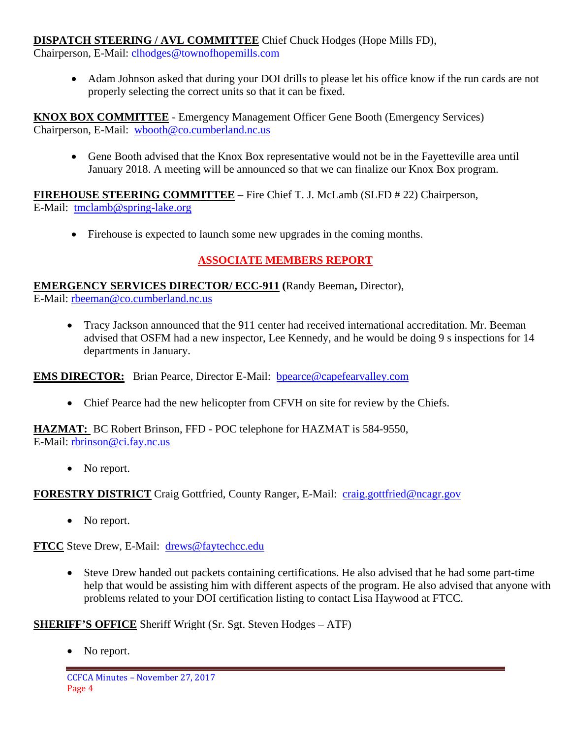**DISPATCH STEERING / AVL COMMITTEE** Chief Chuck Hodges (Hope Mills FD), Chairperson, E-Mail: clhodges@townofhopemills.com

- Adam Johnson asked that during your DOI drills to please let his office know if the run cards are not properly selecting the correct units so that it can be fixed.

**KNOX BOX COMMITTEE** - Emergency Management Officer Gene Booth (Emergency Services) Chairperson, E-Mail: wbooth@co.cumberland.nc.us

- Gene Booth advised that the Knox Box representative would not be in the Fayetteville area until January 2018. A meeting will be announced so that we can finalize our Knox Box program.

**FIREHOUSE STEERING COMMITTEE** – Fire Chief T. J. McLamb (SLFD # 22) Chairperson, E-Mail: tmclamb@spring-lake.org

- Firehouse is expected to launch some new upgrades in the coming months.

## ASSOCIATE MEMBERS REPORT

**EMERGENCY SERVICES DIRECTOR/ ECC-911 (**Randy Beeman**,** Director), E-Mail: rbeeman@co.cumberland.nc.us

- Tracy Jackson announced that the 911 center had received international accreditation. Mr. Beeman advised that OSFM had a new inspector, Lee Kennedy, and he would be doing 9 s inspections for 14 departments in January.

**EMS DIRECTOR:** Brian Pearce, Director E-Mail: bpearce@capefearvalley.com

- Chief Pearce had the new helicopter from CFVH on site for review by the Chiefs.

**HAZMAT:** BC Robert Brinson, FFD - POC telephone for HAZMAT is 584-9550, E-Mail: rbrinson@ci.fay.nc.us

- No report.

**FORESTRY DISTRICT** Craig Gottfried, County Ranger, E-Mail: craig.gottfried@ncagr.gov

- No report.

**FTCC** Steve Drew, E-Mail: drews@faytechcc.edu

- Steve Drew handed out packets containing certifications. He also advised that he had some part-time help that would be assisting him with different aspects of the program. He also advised that anyone with problems related to your DOI certification listing to contact Lisa Haywood at FTCC.

**SHERIFF'S OFFICE** Sheriff Wright (Sr. Sgt. Steven Hodges – ATF)

- No report.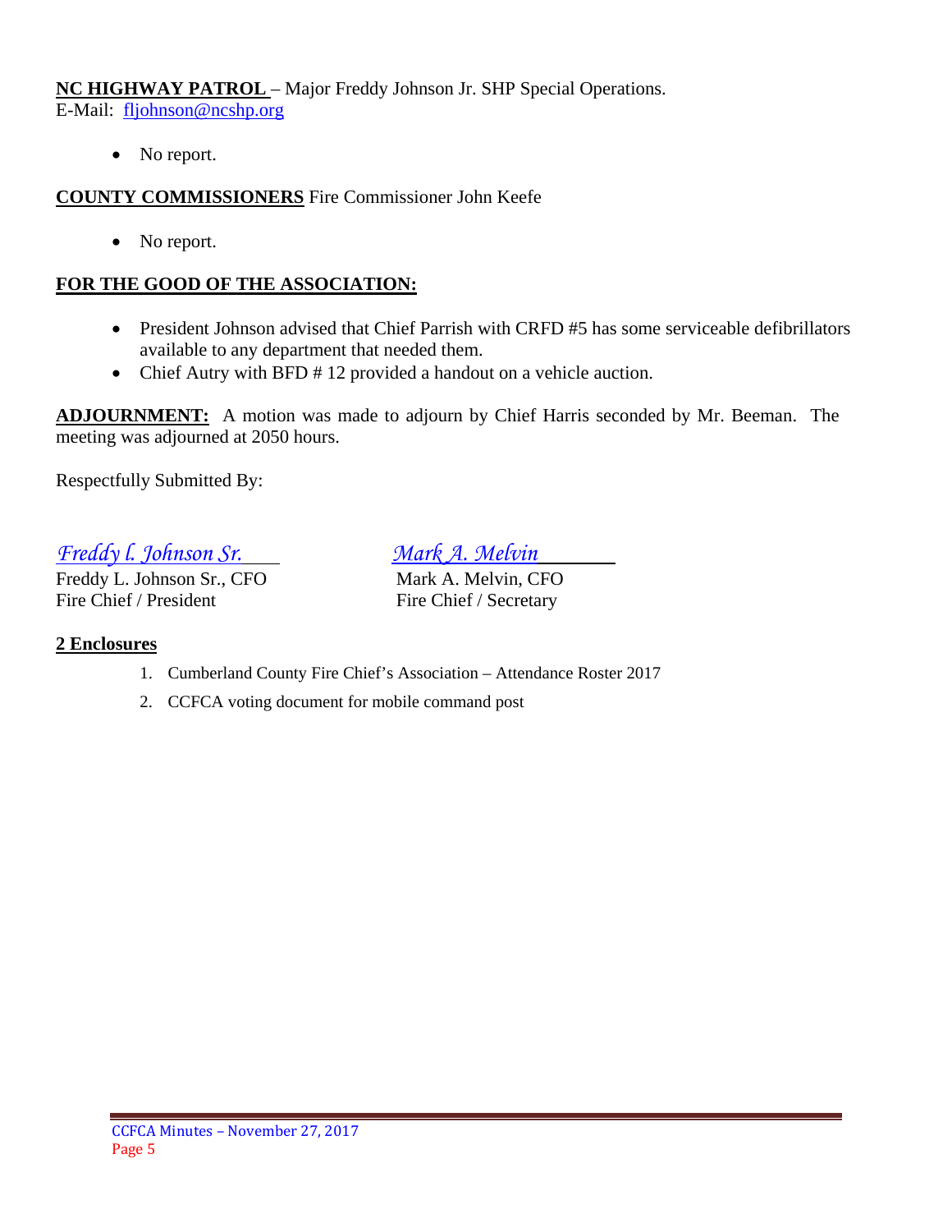**NC HIGHWAY PATROL** – Major Freddy Johnson Jr. SHP Special Operations.
E-Mail: fljohnson@ncshp.org

- No report.

**COUNTY COMMISSIONERS** Fire Commissioner John Keefe

- No report.

**FOR THE GOOD OF THE ASSOCIATION:**

- President Johnson advised that Chief Parrish with CRFD #5 has some serviceable defibrillators available to any department that needed them.
- Chief Autry with BFD # 12 provided a handout on a vehicle auction.

**ADJOURNMENT:** A motion was made to adjourn by Chief Harris seconded by Mr. Beeman. The meeting was adjourned at 2050 hours.

Respectfully Submitted By:

*Freddy l. Johnson Sr.*
Freddy L. Johnson Sr., CFO
Fire Chief / President

*Mark A. Melvin*
Mark A. Melvin, CFO
Fire Chief / Secretary

**2 Enclosures**

1. Cumberland County Fire Chief's Association – Attendance Roster 2017
2. CCFCA voting document for mobile command post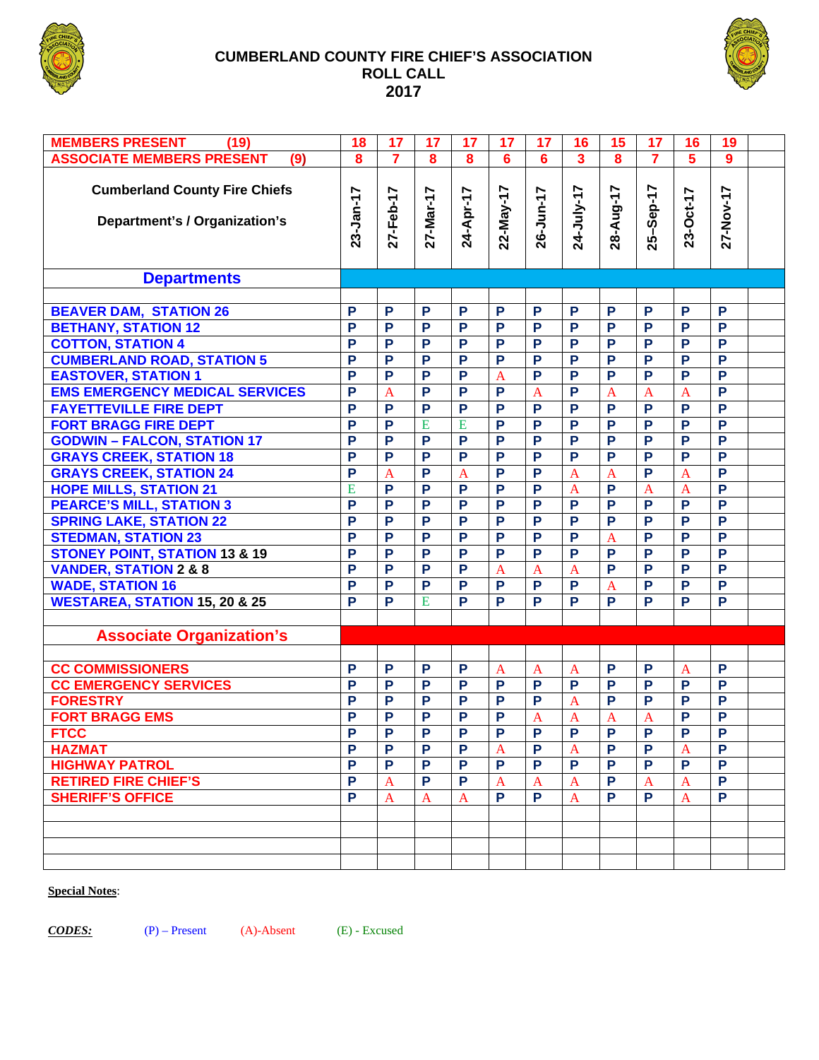# CUMBERLAND COUNTY FIRE CHIEF'S ASSOCIATION
## ROLL CALL
## 2017

| MEMBERS PRESENT (19) | 18 | 17 | 17 | 17 | 17 | 17 | 16 | 15 | 17 | 16 | 19 | |
|---|---|---|---|---|---|---|---|---|---|---|---|---|
| ASSOCIATE MEMBERS PRESENT (9) | 8 | 7 | 8 | 8 | 6 | 6 | 3 | 8 | 7 | 5 | 9 | |
| Cumberland County Fire Chiefs Department's / Organization's | 23-Jan-17 | 27-Feb-17 | 27-Mar-17 | 24-Apr-17 | 22-May-17 | 26-Jun-17 | 24-July-17 | 28-Aug-17 | 25–Sep-17 | 23-Oct-17 | 27-Nov-17 | |
| **Departments** | | | | | | | | | | | | |
| BEAVER DAM, STATION 26 | P | P | P | P | P | P | P | P | P | P | P | |
| BETHANY, STATION 12 | P | P | P | P | P | P | P | P | P | P | P | |
| COTTON, STATION 4 | P | P | P | P | P | P | P | P | P | P | P | |
| CUMBERLAND ROAD, STATION 5 | P | P | P | P | P | P | P | P | P | P | P | |
| EASTOVER, STATION 1 | P | P | P | P | A | P | P | P | P | P | P | |
| EMS EMERGENCY MEDICAL SERVICES | P | A | P | P | P | A | P | A | A | A | P | |
| FAYETTEVILLE FIRE DEPT | P | P | P | P | P | P | P | P | P | P | P | |
| FORT BRAGG FIRE DEPT | P | P | E | E | P | P | P | P | P | P | P | |
| GODWIN – FALCON, STATION 17 | P | P | P | P | P | P | P | P | P | P | P | |
| GRAYS CREEK, STATION 18 | P | P | P | P | P | P | P | P | P | P | P | |
| GRAYS CREEK, STATION 24 | P | A | P | A | P | P | A | A | P | A | P | |
| HOPE MILLS, STATION 21 | E | P | P | P | P | P | A | P | A | A | P | |
| PEARCE'S MILL, STATION 3 | P | P | P | P | P | P | P | P | P | P | P | |
| SPRING LAKE, STATION 22 | P | P | P | P | P | P | P | P | P | P | P | |
| STEDMAN, STATION 23 | P | P | P | P | P | P | P | A | P | P | P | |
| STONEY POINT, STATION 13 & 19 | P | P | P | P | P | P | P | P | P | P | P | |
| VANDER, STATION 2 & 8 | P | P | P | P | A | A | A | P | P | P | P | |
| WADE, STATION 16 | P | P | P | P | P | P | P | A | P | P | P | |
| WESTAREA, STATION 15, 20 & 25 | P | P | E | P | P | P | P | P | P | P | P | |
| **Associate Organization's** | | | | | | | | | | | | |
| CC COMMISSIONERS | P | P | P | P | A | A | A | P | P | A | P | |
| CC EMERGENCY SERVICES | P | P | P | P | P | P | P | P | P | P | P | |
| FORESTRY | P | P | P | P | P | P | A | P | P | P | P | |
| FORT BRAGG EMS | P | P | P | P | P | A | A | A | A | P | P | |
| FTCC | P | P | P | P | P | P | P | P | P | P | P | |
| HAZMAT | P | P | P | P | A | P | A | P | P | A | P | |
| HIGHWAY PATROL | P | P | P | P | P | P | P | P | P | P | P | |
| RETIRED FIRE CHIEF'S | P | A | P | P | A | A | A | P | A | A | P | |
| SHERIFF'S OFFICE | P | A | A | A | P | P | A | P | P | A | P | |

**Special Notes**:

***CODES:*** (P) – Present (A)-Absent (E) - Excused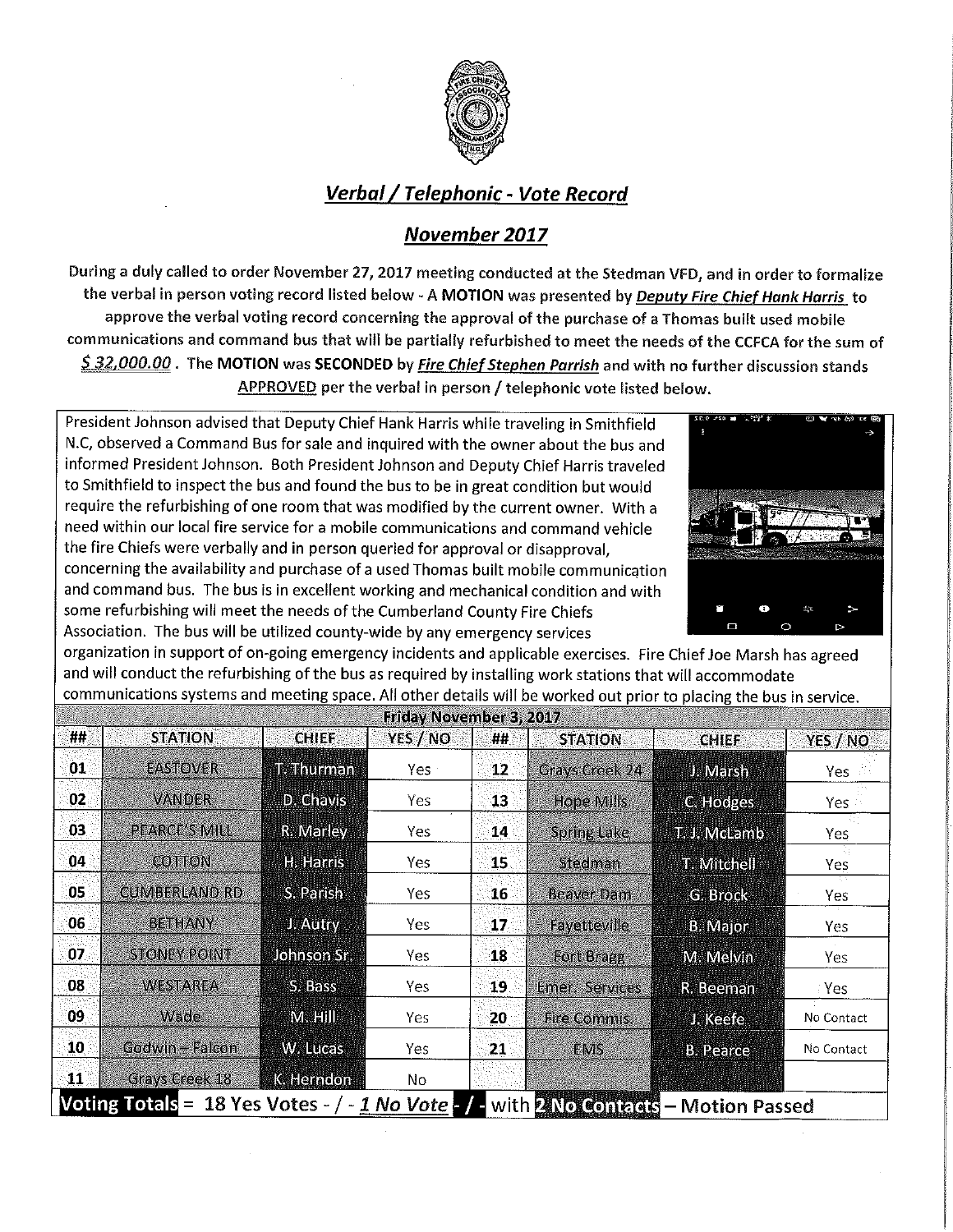## *Verbal / Telephonic - Vote Record*

## *November 2017*

During a duly called to order November 27, 2017 meeting conducted at the Stedman VFD, and in order to formalize the verbal in person voting record listed below - A **MOTION** was presented by ***Deputy Fire Chief Hank Harris*** to approve the verbal voting record concerning the approval of the purchase of a Thomas built used mobile communications and command bus that will be partially refurbished to meet the needs of the CCFCA for the sum of ***$ 32,000.00*** . The **MOTION** was **SECONDED** by ***Fire Chief Stephen Parrish*** and with no further discussion stands APPROVED per the verbal in person / telephonic vote listed below.

President Johnson advised that Deputy Chief Hank Harris while traveling in Smithfield N.C, observed a Command Bus for sale and inquired with the owner about the bus and informed President Johnson. Both President Johnson and Deputy Chief Harris traveled to Smithfield to inspect the bus and found the bus to be in great condition but would require the refurbishing of one room that was modified by the current owner. With a need within our local fire service for a mobile communications and command vehicle the fire Chiefs were verbally and in person queried for approval or disapproval, concerning the availability and purchase of a used Thomas built mobile communication and command bus. The bus is in excellent working and mechanical condition and with some refurbishing will meet the needs of the Cumberland County Fire Chiefs Association. The bus will be utilized county-wide by any emergency services organization in support of on-going emergency incidents and applicable exercises. Fire Chief Joe Marsh has agreed and will conduct the refurbishing of the bus as required by installing work stations that will accommodate communications systems and meeting space. All other details will be worked out prior to placing the bus in service.

**Friday November 3, 2017**

| ## | STATION | CHIEF | YES / NO | ## | STATION | CHIEF | YES / NO |
|---|---|---|---|---|---|---|---|
| 01 | EASTOVER | T. Thurman | Yes | 12 | Grays Creek 24 | J. Marsh | Yes |
| 02 | VANDER | D. Chavis | Yes | 13 | Hope Mills | C. Hodges | Yes |
| 03 | PEARCE'S MILL | R. Marley | Yes | 14 | Spring Lake | T. J. McLamb | Yes |
| 04 | COTTON | H. Harris | Yes | 15 | Stedman | T. Mitchell | Yes |
| 05 | CUMBERLAND RD | S. Parish | Yes | 16 | Beaver Dam | G. Brock | Yes |
| 06 | BETHANY | J. Autry | Yes | 17 | Fayetteville | B. Major | Yes |
| 07 | STONEY POINT | Johnson Sr. | Yes | 18 | Fort Bragg | M. Melvin | Yes |
| 08 | WESTAREA | S. Bass | Yes | 19 | Emer. Services | R. Beeman | Yes |
| 09 | Wade | M. Hill | Yes | 20 | Fire Commis. | J. Keefe | No Contact |
| 10 | Godwin – Falcon | W. Lucas | Yes | 21 | EMS | B. Pearce | No Contact |
| 11 | Grays Creek 18 | K. Herndon | No | | | | |

**Voting Totals = 18 Yes Votes - / - *1 No Vote* - / - with 2 No Contacts – Motion Passed**